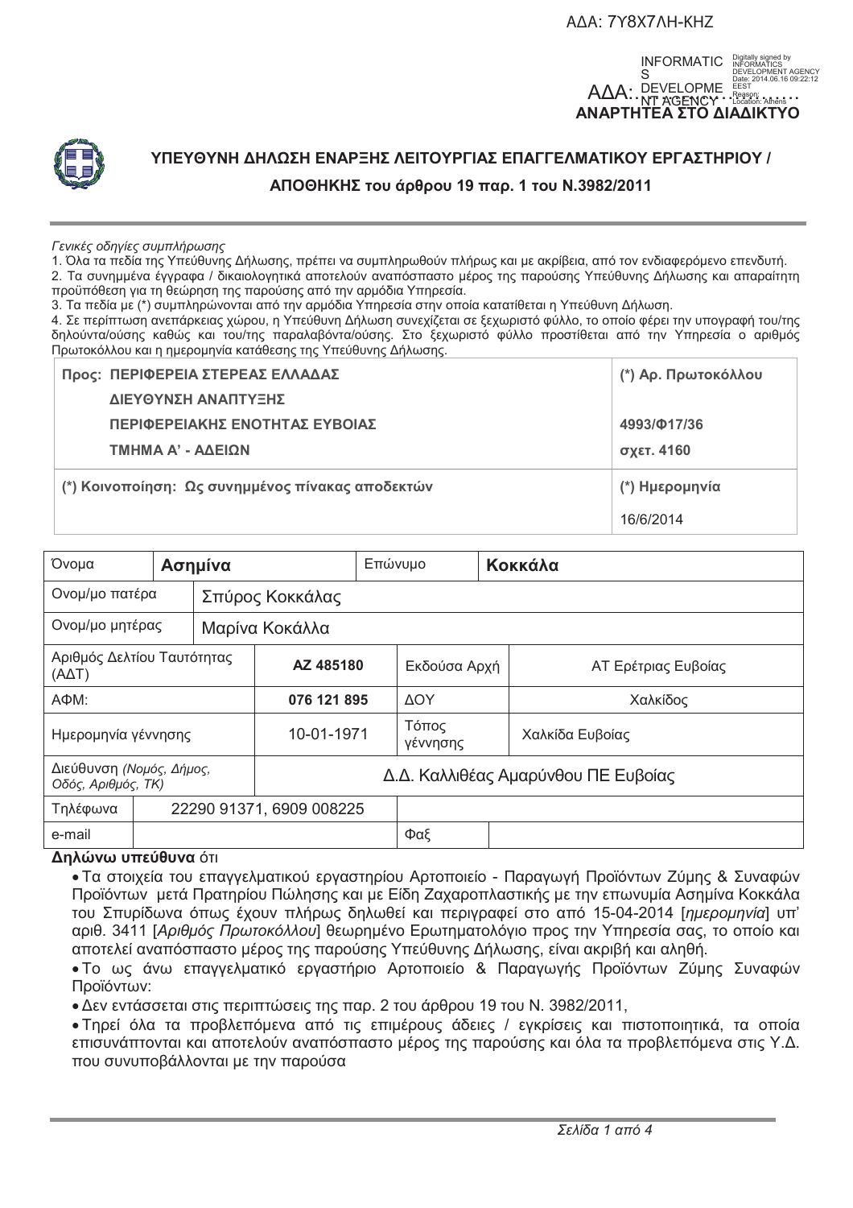ΑΔΑ: 7Υ8Χ7ΛΗ-ΚΗΖ

ΑΔΑ: ......................
**ΑΝΑΡΤΗΤΕΑ ΣΤΟ ΔΙΑΔΙΚΤΥΟ**

## ΥΠΕΥΘΥΝΗ ΔΗΛΩΣΗ ΕΝΑΡΞΗΣ ΛΕΙΤΟΥΡΓΙΑΣ ΕΠΑΓΓΕΛΜΑΤΙΚΟΥ ΕΡΓΑΣΤΗΡΙΟΥ / ΑΠΟΘΗΚΗΣ του άρθρου 19 παρ. 1 του Ν.3982/2011

*Γενικές οδηγίες συμπλήρωσης*

1. Όλα τα πεδία της Υπεύθυνης Δήλωσης, πρέπει να συμπληρωθούν πλήρως και με ακρίβεια, από τον ενδιαφερόμενο επενδυτή.
2. Τα συνημμένα έγγραφα / δικαιολογητικά αποτελούν αναπόσπαστο μέρος της παρούσης Υπεύθυνης Δήλωσης και απαραίτητη προϋπόθεση για τη θεώρηση της παρούσης από την αρμόδια Υπηρεσία.
3. Τα πεδία με (*) συμπληρώνονται από την αρμόδια Υπηρεσία στην οποία κατατίθεται η Υπεύθυνη Δήλωση.
4. Σε περίπτωση ανεπάρκειας χώρου, η Υπεύθυνη Δήλωση συνεχίζεται σε ξεχωριστό φύλλο, το οποίο φέρει την υπογραφή του/της δηλούντα/ούσης καθώς και του/της παραλαβόντα/ούσης. Στο ξεχωριστό φύλλο προστίθεται από την Υπηρεσία ο αριθμός Πρωτοκόλλου και η ημερομηνία κατάθεσης της Υπεύθυνης Δήλωσης.

| **Προς: ΠΕΡΙΦΕΡΕΙΑ ΣΤΕΡΕΑΣ ΕΛΛΑΔΑΣ<br>ΔΙΕΥΘΥΝΣΗ ΑΝΑΠΤΥΞΗΣ<br>ΠΕΡΙΦΕΡΕΙΑΚΗΣ ΕΝΟΤΗΤΑΣ ΕΥΒΟΙΑΣ<br>ΤΜΗΜΑ Α' - ΑΔΕΙΩΝ** | **(*) Αρ. Πρωτοκόλλου**<br><br>**4993/Φ17/36**<br>**σχετ. 4160** |
|---|---|
| **(*) Κοινοποίηση: Ως συνημμένος πίνακας αποδεκτών** | **(*) Ημερομηνία**<br>16/6/2014 |

| Όνομα | **Ασημίνα** | Επώνυμο | **Κοκκάλα** |
|---|---|---|---|
| Ονομ/μο πατέρα | Σπύρος Κοκκάλας | | |
| Ονομ/μο μητέρας | Μαρίνα Κοκάλλα | | |
| Αριθμός Δελτίου Ταυτότητας (ΑΔΤ) | **ΑΖ 485180** | Εκδούσα Αρχή | ΑΤ Ερέτριας Ευβοίας |
| ΑΦΜ: | **076 121 895** | ΔΟΥ | Χαλκίδος |
| Ημερομηνία γέννησης | 10-01-1971 | Τόπος γέννησης | Χαλκίδα Ευβοίας |
| Διεύθυνση *(Νομός, Δήμος, Οδός, Αριθμός, ΤΚ)* | Δ.Δ. Καλλιθέας Αμαρύνθου ΠΕ Ευβοίας | | |
| Τηλέφωνα | 22290 91371, 6909 008225 | | |
| e-mail | | Φαξ | |

**Δηλώνω υπεύθυνα** ότι

- Τα στοιχεία του επαγγελματικού εργαστηρίου Αρτοποιείο - Παραγωγή Προϊόντων Ζύμης & Συναφών Προϊόντων μετά Πρατηρίου Πώλησης και με Είδη Ζαχαροπλαστικής με την επωνυμία Ασημίνα Κοκκάλα του Σπυρίδωνα όπως έχουν πλήρως δηλωθεί και περιγραφεί στο από 15-04-2014 [*ημερομηνία*] υπ' αριθ. 3411 [*Αριθμός Πρωτοκόλλου*] θεωρημένο Ερωτηματολόγιο προς την Υπηρεσία σας, το οποίο και αποτελεί αναπόσπαστο μέρος της παρούσης Υπεύθυνης Δήλωσης, είναι ακριβή και αληθή.
- Το ως άνω επαγγελματικό εργαστήριο Αρτοποιείο & Παραγωγής Προϊόντων Ζύμης Συναφών Προϊόντων:
- Δεν εντάσσεται στις περιπτώσεις της παρ. 2 του άρθρου 19 του Ν. 3982/2011,
- Τηρεί όλα τα προβλεπόμενα από τις επιμέρους άδειες / εγκρίσεις και πιστοποιητικά, τα οποία επισυνάπτονται και αποτελούν αναπόσπαστο μέρος της παρούσης και όλα τα προβλεπόμενα στις Υ.Δ. που συνυποβάλλονται με την παρούσα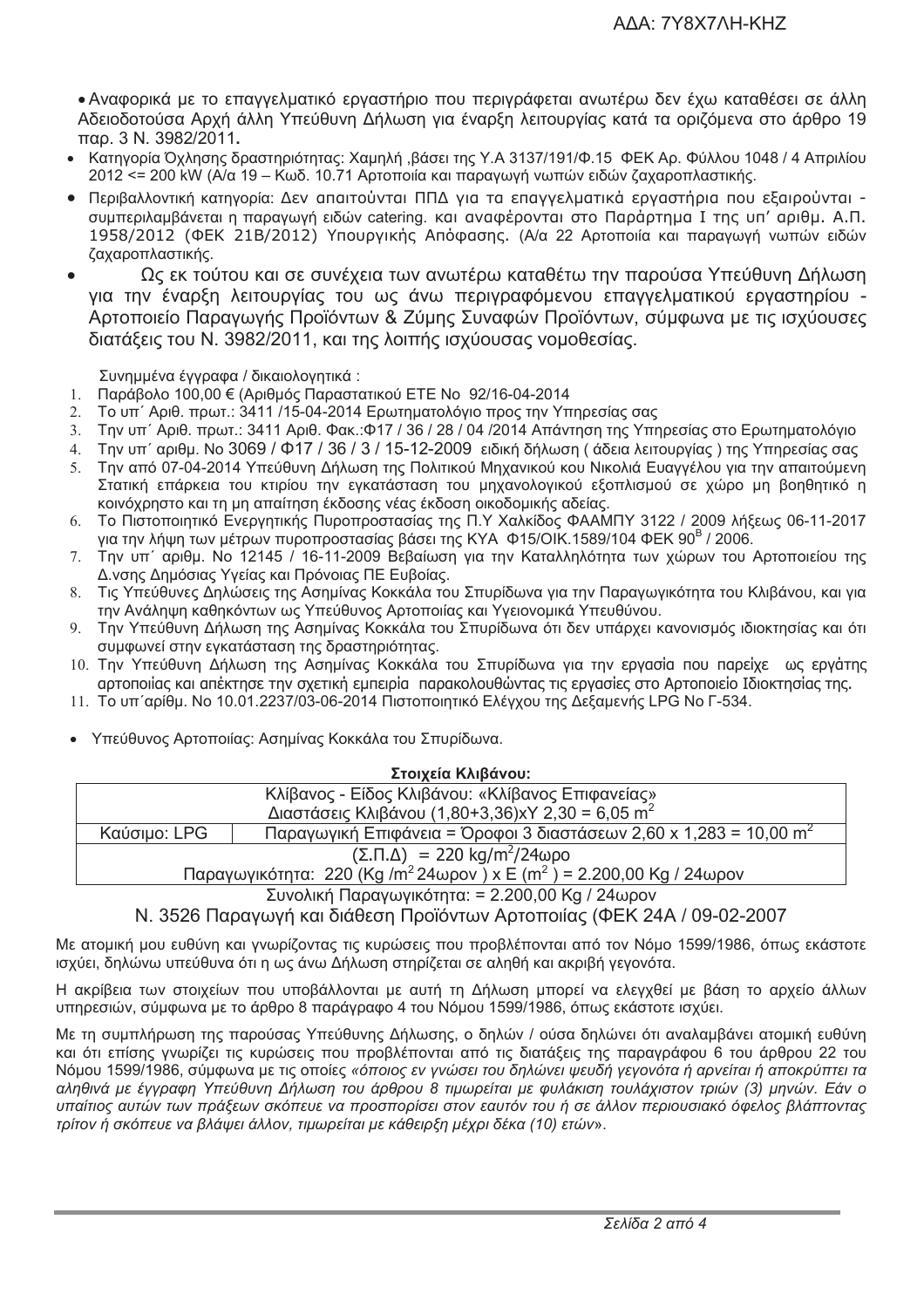- Αναφορικά με το επαγγελματικό εργαστήριο που περιγράφεται ανωτέρω δεν έχω καταθέσει σε άλλη Αδειοδοτούσα Αρχή άλλη Υπεύθυνη Δήλωση για έναρξη λειτουργίας κατά τα οριζόμενα στο άρθρο 19 παρ. 3 Ν. 3982/2011**.**
- Κατηγορία Όχλησης δραστηριότητας: Χαμηλή ,βάσει της Υ.Α 3137/191/Φ.15 ΦΕΚ Αρ. Φύλλου 1048 / 4 Απριλίου 2012 <= 200 kW (Α/α 19 – Κωδ. 10.71 Αρτοποιία και παραγωγή νωπών ειδών ζαχαροπλαστικής.
- Περιβαλλοντική κατηγορία: Δεν απαιτούνται ΠΠΔ για τα επαγγελματικά εργαστήρια που εξαιρούνται - συμπεριλαμβάνεται η παραγωγή ειδών catering. και αναφέρονται στο Παράρτημα Ι της υπ' αριθμ. Α.Π. 1958/2012 (ΦΕΚ 21Β/2012) Υπουργικής Απόφασης. (Α/α 22 Αρτοποιία και παραγωγή νωπών ειδών ζαχαροπλαστικής.
- Ως εκ τούτου και σε συνέχεια των ανωτέρω καταθέτω την παρούσα Υπεύθυνη Δήλωση για την έναρξη λειτουργίας του ως άνω περιγραφόμενου επαγγελματικού εργαστηρίου - Αρτοποιείο Παραγωγής Προϊόντων & Ζύμης Συναφών Προϊόντων, σύμφωνα με τις ισχύουσες διατάξεις του Ν. 3982/2011, και της λοιπής ισχύουσας νομοθεσίας.

Συνημμένα έγγραφα / δικαιολογητικά :

1. Παράβολο 100,00 € (Αριθμός Παραστατικού ΕΤΕ Νο 92/16-04-2014
2. Το υπ΄ Αριθ. πρωτ.: 3411 /15-04-2014 Ερωτηματολόγιο προς την Υπηρεσίας σας
3. Την υπ΄ Αριθ. πρωτ.: 3411 Αριθ. Φακ.:Φ17 / 36 / 28 / 04 /2014 Απάντηση της Υπηρεσίας στο Ερωτηματολόγιο
4. Την υπ΄ αριθμ. Νο 3069 / Φ17 / 36 / 3 / 15-12-2009 ειδική δήλωση ( άδεια λειτουργίας ) της Υπηρεσίας σας
5. Την από 07-04-2014 Υπεύθυνη Δήλωση της Πολιτικού Μηχανικού κου Νικολιά Ευαγγέλου για την απαιτούμενη Στατική επάρκεια του κτιρίου την εγκατάσταση του μηχανολογικού εξοπλισμού σε χώρο μη βοηθητικό η κοινόχρηστο και τη μη απαίτηση έκδοσης νέας έκδοση οικοδομικής αδείας.
6. Το Πιστοποιητικό Ενεργητικής Πυροπροστασίας της Π.Υ Χαλκίδος ΦΑΑΜΠΥ 3122 / 2009 λήξεως 06-11-2017 για την λήψη των μέτρων πυροπροστασίας βάσει της ΚΥΑ Φ15/ΟΙΚ.1589/104 ΦΕΚ $90^{B}$ / 2006.
7. Την υπ΄ αριθμ. Νο 12145 / 16-11-2009 Βεβαίωση για την Καταλληλότητα των χώρων του Αρτοποιείου της Δ.νσης Δημόσιας Υγείας και Πρόνοιας ΠΕ Ευβοίας.
8. Τις Υπεύθυνες Δηλώσεις της Ασημίνας Κοκκάλα του Σπυρίδωνα για την Παραγωγικότητα του Κλιβάνου, και για την Ανάληψη καθηκόντων ως Υπεύθυνος Αρτοποιίας και Υγειονομικά Υπευθύνου.
9. Την Υπεύθυνη Δήλωση της Ασημίνας Κοκκάλα του Σπυρίδωνα ότι δεν υπάρχει κανονισμός ιδιοκτησίας και ότι συμφωνεί στην εγκατάσταση της δραστηριότητας.
10. Την Υπεύθυνη Δήλωση της Ασημίνας Κοκκάλα του Σπυρίδωνα για την εργασία που παρείχε ως εργάτης αρτοποιίας και απέκτησε την σχετική εμπειρία παρακολουθώντας τις εργασίες στο Αρτοποιείο Ιδιοκτησίας της.
11. Το υπ΄αρίθμ. Νο 10.01.2237/03-06-2014 Πιστοποιητικό Ελέγχου της Δεξαμενής LPG Νο Γ-534.

- Υπεύθυνος Αρτοποιίας: Ασημίνας Κοκκάλα του Σπυρίδωνα.

**Στοιχεία Κλιβάνου:**

| Κλίβανος - Είδος Κλιβάνου: «Κλίβανος Επιφανείας» Διαστάσεις Κλιβάνου (1,80+3,36)xΥ 2,30 = 6,05 $m^2$ | |
|---|---|
| Καύσιμο: LPG | Παραγωγική Επιφάνεια = Όροφοι 3 διαστάσεων 2,60 x 1,283 = 10,00 $m^2$ |
| (Σ.Π.Δ) = 220 kg/$m^2$/24ωρο Παραγωγικότητα: 220 (Kg /$m^2$ 24ωρον ) x E ($m^2$ ) = 2.200,00 Kg / 24ωρον | |

Συνολική Παραγωγικότητα: = 2.200,00 Kg / 24ωρον

Ν. 3526 Παραγωγή και διάθεση Προϊόντων Αρτοποιίας (ΦΕΚ 24Α / 09-02-2007

Με ατομική μου ευθύνη και γνωρίζοντας τις κυρώσεις που προβλέπονται από τον Νόμο 1599/1986, όπως εκάστοτε ισχύει, δηλώνω υπεύθυνα ότι η ως άνω Δήλωση στηρίζεται σε αληθή και ακριβή γεγονότα.

Η ακρίβεια των στοιχείων που υποβάλλονται με αυτή τη Δήλωση μπορεί να ελεγχθεί με βάση το αρχείο άλλων υπηρεσιών, σύμφωνα με το άρθρο 8 παράγραφο 4 του Νόμου 1599/1986, όπως εκάστοτε ισχύει.

Με τη συμπλήρωση της παρούσας Υπεύθυνης Δήλωσης, ο δηλών / ούσα δηλώνει ότι αναλαμβάνει ατομική ευθύνη και ότι επίσης γνωρίζει τις κυρώσεις που προβλέπονται από τις διατάξεις της παραγράφου 6 του άρθρου 22 του Νόμου 1599/1986, σύμφωνα με τις οποίες *«όποιος εν γνώσει του δηλώνει ψευδή γεγονότα ή αρνείται ή αποκρύπτει τα αληθινά με έγγραφη Υπεύθυνη Δήλωση του άρθρου 8 τιμωρείται με φυλάκιση τουλάχιστον τριών (3) μηνών. Εάν ο υπαίτιος αυτών των πράξεων σκόπευε να προσπορίσει στον εαυτόν του ή σε άλλον περιουσιακό όφελος βλάπτοντας τρίτον ή σκόπευε να βλάψει άλλον, τιμωρείται με κάθειρξη μέχρι δέκα (10) ετών»*.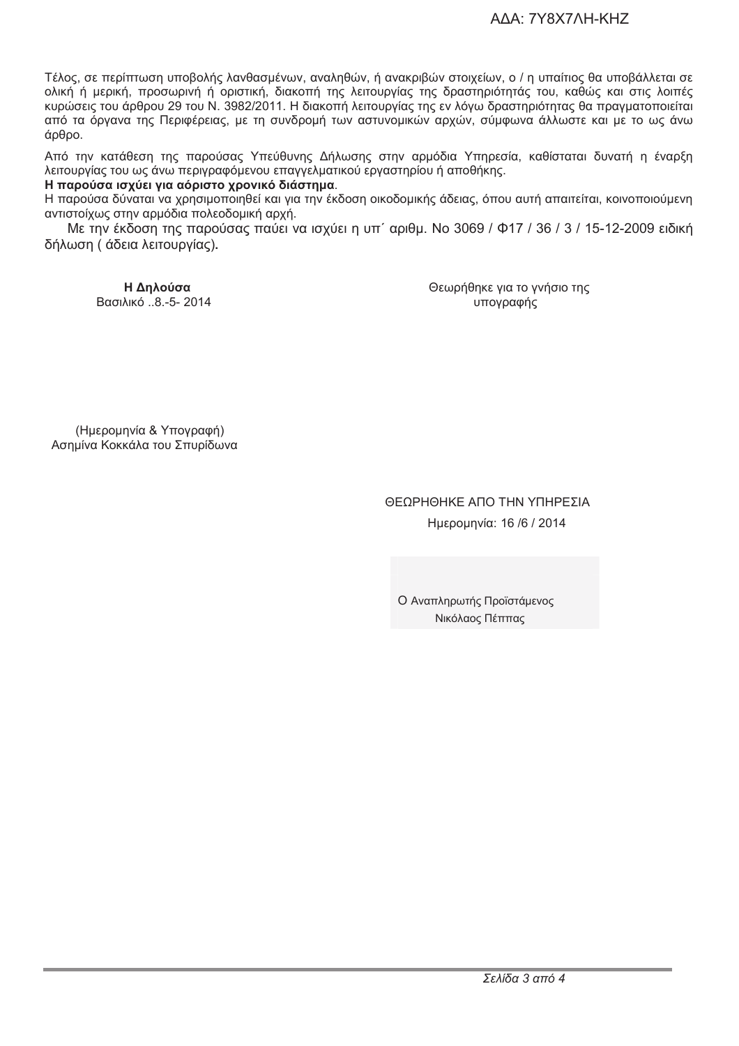Τέλος, σε περίπτωση υποβολής λανθασμένων, αναληθών, ή ανακριβών στοιχείων, ο / η υπαίτιος θα υποβάλλεται σε ολική ή μερική, προσωρινή ή οριστική, διακοπή της λειτουργίας της δραστηριότητάς του, καθώς και στις λοιπές κυρώσεις του άρθρου 29 του Ν. 3982/2011. Η διακοπή λειτουργίας της εν λόγω δραστηριότητας θα πραγματοποιείται από τα όργανα της Περιφέρειας, με τη συνδρομή των αστυνομικών αρχών, σύμφωνα άλλωστε και με το ως άνω άρθρο.

Από την κατάθεση της παρούσας Υπεύθυνης Δήλωσης στην αρμόδια Υπηρεσία, καθίσταται δυνατή η έναρξη λειτουργίας του ως άνω περιγραφόμενου επαγγελματικού εργαστηρίου ή αποθήκης.

**Η παρούσα ισχύει για αόριστο χρονικό διάστημα**.

Η παρούσα δύναται να χρησιμοποιηθεί και για την έκδοση οικοδομικής άδειας, όπου αυτή απαιτείται, κοινοποιούμενη αντιστοίχως στην αρμόδια πολεοδομική αρχή.

Με την έκδοση της παρούσας παύει να ισχύει η υπ΄ αριθμ. Νο 3069 / Φ17 / 36 / 3 / 15-12-2009 ειδική δήλωση ( άδεια λειτουργίας)**.**

**Η Δηλούσα**
Βασιλικό ..8.-5- 2014

Θεωρήθηκε για το γνήσιο της υπογραφής

(Ημερομηνία & Υπογραφή)
Ασημίνα Κοκκάλα του Σπυρίδωνα

ΘΕΩΡΗΘΗΚΕ ΑΠΟ ΤΗΝ ΥΠΗΡΕΣΙΑ

Ημερομηνία: 16 /6 / 2014

Ο Αναπληρωτής Προϊστάμενος
Νικόλαος Πέππας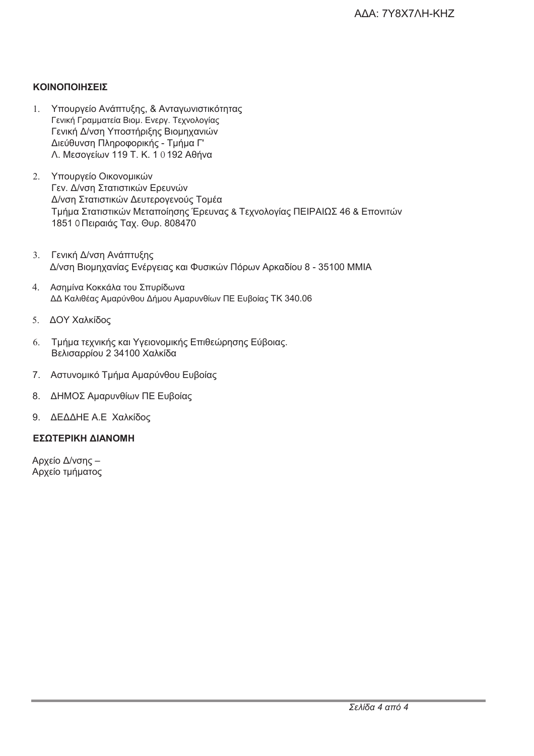**ΚΟΙΝΟΠΟΙΗΣΕΙΣ**

1. Υπουργείο Ανάπτυξης, & Ανταγωνιστικότητας
   Γενική Γραμματεία Βιομ. Ενεργ. Τεχνολογίας
   Γενική Δ/νση Υποστήριξης Βιομηχανιών
   Διεύθυνση Πληροφορικής - Τμήμα Γ'
   Λ. Μεσογείων 119 Τ. Κ. 1 0 192 Αθήνα

2. Υπουργείο Οικονομικών
   Γεν. Δ/νση Στατιστικών Ερευνών
   Δ/νση Στατιστικών Δευτερογενούς Τομέα
   Τμήμα Στατιστικών Μεταποίησης Έρευνας & Τεχνολογίας ΠΕΙΡΑΙΩΣ 46 & Επονιτών
   1851 0 Πειραιάς Ταχ. Θυρ. 808470

3. Γενική Δ/νση Ανάπτυξης
   Δ/νση Βιομηχανίας Ενέργειας και Φυσικών Πόρων Αρκαδίου 8 - 35100 ΜΜΙΑ

4. Ασημίνα Κοκκάλα του Σπυρίδωνα
   ΔΔ Καλιθέας Αμαρύνθου Δήμου Αμαρυνθίων ΠΕ Ευβοίας ΤΚ 340.06

5. ΔΟΥ Χαλκίδος

6. Τμήμα τεχνικής και Υγειονομικής Επιθεώρησης Εύβοιας.
   Βελισαρρίου 2 34100 Χαλκίδα

7. Αστυνομικό Τμήμα Αμαρύνθου Ευβοίας

8. ΔΗΜΟΣ Αμαρυνθίων ΠΕ Ευβοίας

9. ΔΕΔΔΗΕ Α.Ε Χαλκίδος

**ΕΣΩΤΕΡΙΚΗ ΔΙΑΝΟΜΗ**

Αρχείο Δ/νσης –
Αρχείο τμήματος